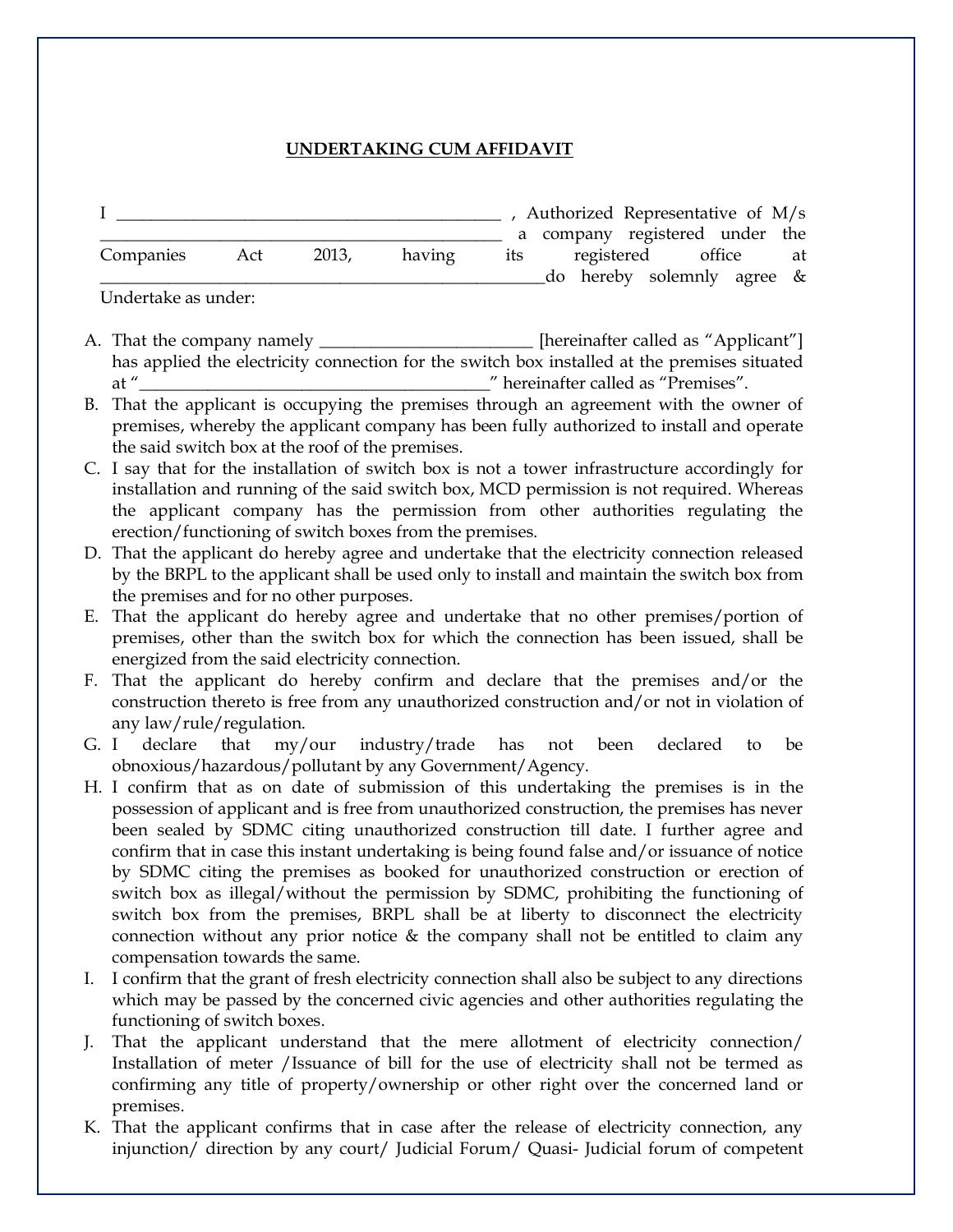**UNDERTAKING CUM AFFIDAVIT**

I _____________________________________________ , Authorized Representative of M/s _______________________________________________ a company registered under the Companies Act 2013, having its registered office at ____________________________________________________do hereby solemnly agree & Undertake as under:

A. That the company namely ________________________ [hereinafter called as "Applicant"] has applied the electricity connection for the switch box installed at the premises situated at "_________________________________________" hereinafter called as "Premises".

B. That the applicant is occupying the premises through an agreement with the owner of premises, whereby the applicant company has been fully authorized to install and operate the said switch box at the roof of the premises.

C. I say that for the installation of switch box is not a tower infrastructure accordingly for installation and running of the said switch box, MCD permission is not required. Whereas the applicant company has the permission from other authorities regulating the erection/functioning of switch boxes from the premises.

D. That the applicant do hereby agree and undertake that the electricity connection released by the BRPL to the applicant shall be used only to install and maintain the switch box from the premises and for no other purposes.

E. That the applicant do hereby agree and undertake that no other premises/portion of premises, other than the switch box for which the connection has been issued, shall be energized from the said electricity connection.

F. That the applicant do hereby confirm and declare that the premises and/or the construction thereto is free from any unauthorized construction and/or not in violation of any law/rule/regulation.

G. I declare that my/our industry/trade has not been declared to be obnoxious/hazardous/pollutant by any Government/Agency.

H. I confirm that as on date of submission of this undertaking the premises is in the possession of applicant and is free from unauthorized construction, the premises has never been sealed by SDMC citing unauthorized construction till date. I further agree and confirm that in case this instant undertaking is being found false and/or issuance of notice by SDMC citing the premises as booked for unauthorized construction or erection of switch box as illegal/without the permission by SDMC, prohibiting the functioning of switch box from the premises, BRPL shall be at liberty to disconnect the electricity connection without any prior notice & the company shall not be entitled to claim any compensation towards the same.

I. I confirm that the grant of fresh electricity connection shall also be subject to any directions which may be passed by the concerned civic agencies and other authorities regulating the functioning of switch boxes.

J. That the applicant understand that the mere allotment of electricity connection/ Installation of meter /Issuance of bill for the use of electricity shall not be termed as confirming any title of property/ownership or other right over the concerned land or premises.

K. That the applicant confirms that in case after the release of electricity connection, any injunction/ direction by any court/ Judicial Forum/ Quasi- Judicial forum of competent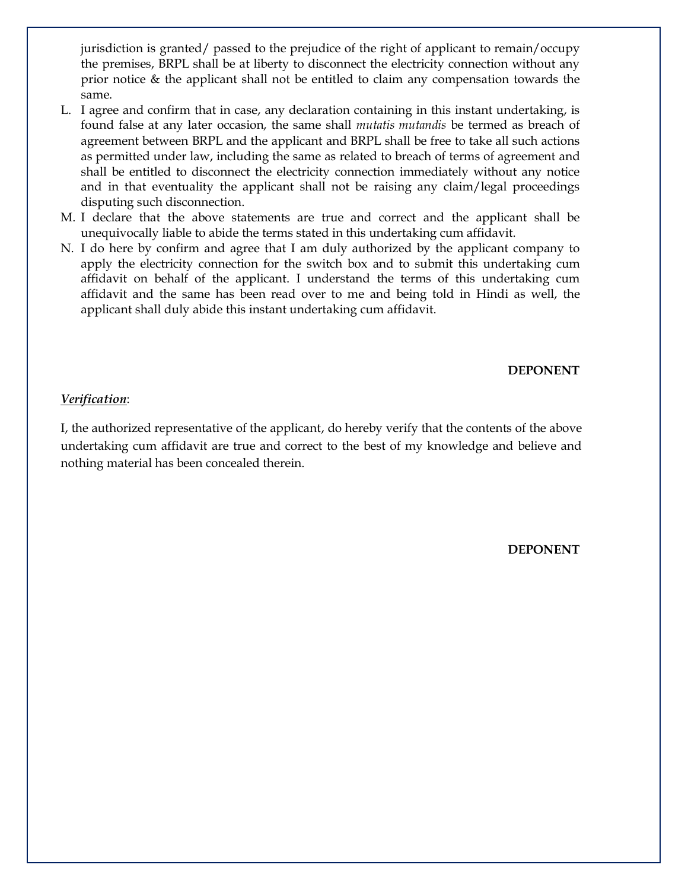jurisdiction is granted/ passed to the prejudice of the right of applicant to remain/occupy the premises, BRPL shall be at liberty to disconnect the electricity connection without any prior notice & the applicant shall not be entitled to claim any compensation towards the same.

L. I agree and confirm that in case, any declaration containing in this instant undertaking, is found false at any later occasion, the same shall *mutatis mutandis* be termed as breach of agreement between BRPL and the applicant and BRPL shall be free to take all such actions as permitted under law, including the same as related to breach of terms of agreement and shall be entitled to disconnect the electricity connection immediately without any notice and in that eventuality the applicant shall not be raising any claim/legal proceedings disputing such disconnection.

M. I declare that the above statements are true and correct and the applicant shall be unequivocally liable to abide the terms stated in this undertaking cum affidavit.

N. I do here by confirm and agree that I am duly authorized by the applicant company to apply the electricity connection for the switch box and to submit this undertaking cum affidavit on behalf of the applicant. I understand the terms of this undertaking cum affidavit and the same has been read over to me and being told in Hindi as well, the applicant shall duly abide this instant undertaking cum affidavit.

**DEPONENT**

***Verification***:

I, the authorized representative of the applicant, do hereby verify that the contents of the above undertaking cum affidavit are true and correct to the best of my knowledge and believe and nothing material has been concealed therein.

**DEPONENT**